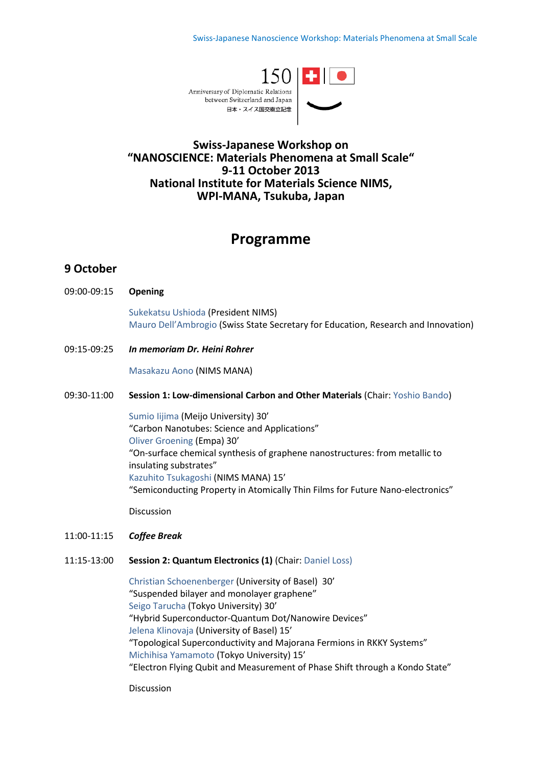150 Anniversary of Diplomatic Relations between Switzerland and Japan
日本・スイス国交樹立記念

# Swiss-Japanese Workshop on "NANOSCIENCE: Materials Phenomena at Small Scale" 9-11 October 2013 National Institute for Materials Science NIMS, WPI-MANA, Tsukuba, Japan

## Programme

### 9 October

09:00-09:15 **Opening**

Sukekatsu Ushioda (President NIMS)
Mauro Dell'Ambrogio (Swiss State Secretary for Education, Research and Innovation)

09:15-09:25 ***In memoriam Dr. Heini Rohrer***

Masakazu Aono (NIMS MANA)

09:30-11:00 **Session 1: Low-dimensional Carbon and Other Materials** (Chair: Yoshio Bando)

Sumio Iijima (Meijo University) 30'
"Carbon Nanotubes: Science and Applications"
Oliver Groening (Empa) 30'
"On-surface chemical synthesis of graphene nanostructures: from metallic to insulating substrates"
Kazuhito Tsukagoshi (NIMS MANA) 15'
"Semiconducting Property in Atomically Thin Films for Future Nano-electronics"

Discussion

11:00-11:15 ***Coffee Break***

11:15-13:00 **Session 2: Quantum Electronics (1)** (Chair: Daniel Loss)

Christian Schoenenberger (University of Basel) 30'
"Suspended bilayer and monolayer graphene"
Seigo Tarucha (Tokyo University) 30'
"Hybrid Superconductor-Quantum Dot/Nanowire Devices"
Jelena Klinovaja (University of Basel) 15'
"Topological Superconductivity and Majorana Fermions in RKKY Systems"
Michihisa Yamamoto (Tokyo University) 15'
"Electron Flying Qubit and Measurement of Phase Shift through a Kondo State"

Discussion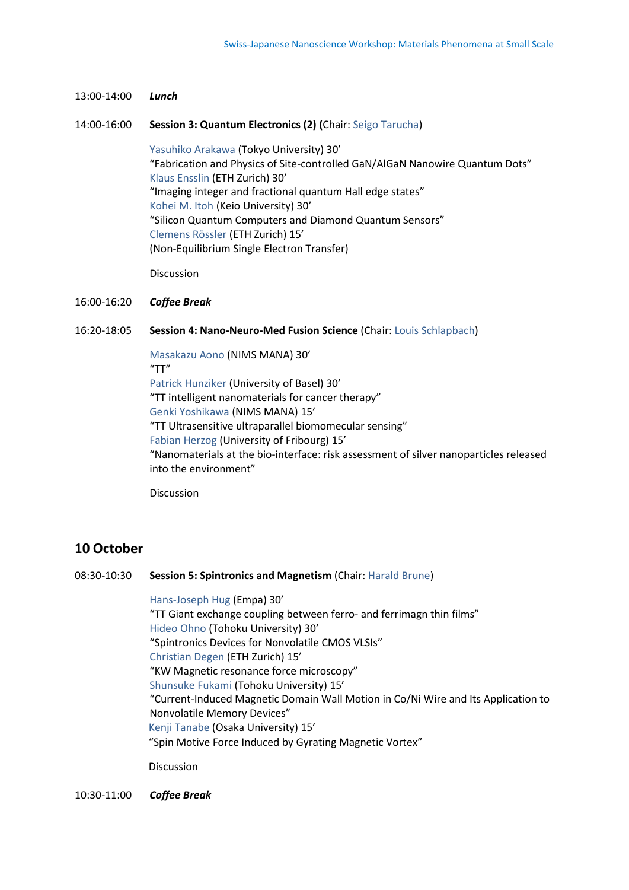13:00-14:00 ***Lunch***

14:00-16:00 **Session 3: Quantum Electronics (2) (**Chair: Seigo Tarucha)

Yasuhiko Arakawa (Tokyo University) 30'
"Fabrication and Physics of Site-controlled GaN/AlGaN Nanowire Quantum Dots"
Klaus Ensslin (ETH Zurich) 30'
"Imaging integer and fractional quantum Hall edge states"
Kohei M. Itoh (Keio University) 30'
"Silicon Quantum Computers and Diamond Quantum Sensors"
Clemens Rössler (ETH Zurich) 15'
(Non-Equilibrium Single Electron Transfer)

Discussion

16:00-16:20 ***Coffee Break***

16:20-18:05 **Session 4: Nano-Neuro-Med Fusion Science** (Chair: Louis Schlapbach)

Masakazu Aono (NIMS MANA) 30'
"TT"
Patrick Hunziker (University of Basel) 30'
"TT intelligent nanomaterials for cancer therapy"
Genki Yoshikawa (NIMS MANA) 15'
"TT Ultrasensitive ultraparallel biomolecular sensing"
Fabian Herzog (University of Fribourg) 15'
"Nanomaterials at the bio-interface: risk assessment of silver nanoparticles released into the environment"

Discussion

## 10 October

08:30-10:30 **Session 5: Spintronics and Magnetism** (Chair: Harald Brune)

Hans-Joseph Hug (Empa) 30'
"TT Giant exchange coupling between ferro- and ferrimagn thin films"
Hideo Ohno (Tohoku University) 30'
"Spintronics Devices for Nonvolatile CMOS VLSIs"
Christian Degen (ETH Zurich) 15'
"KW Magnetic resonance force microscopy"
Shunsuke Fukami (Tohoku University) 15'
"Current-Induced Magnetic Domain Wall Motion in Co/Ni Wire and Its Application to Nonvolatile Memory Devices"
Kenji Tanabe (Osaka University) 15'
"Spin Motive Force Induced by Gyrating Magnetic Vortex"

Discussion

10:30-11:00 ***Coffee Break***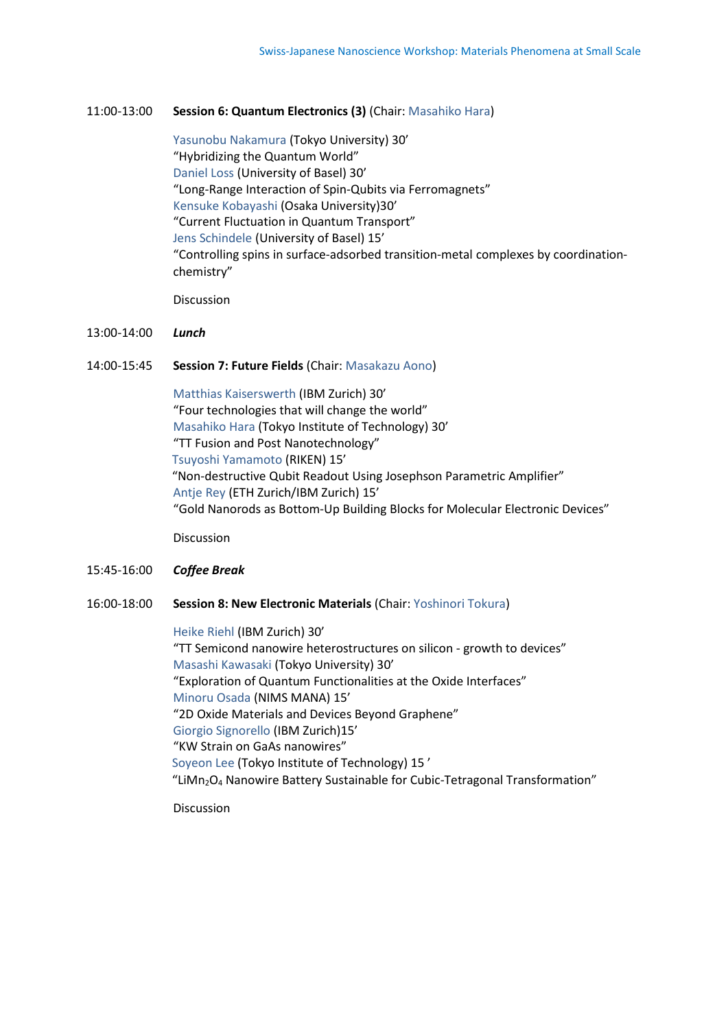11:00-13:00 **Session 6: Quantum Electronics (3)** (Chair: Masahiko Hara)

Yasunobu Nakamura (Tokyo University) 30'
"Hybridizing the Quantum World"
Daniel Loss (University of Basel) 30'
"Long-Range Interaction of Spin-Qubits via Ferromagnets"
Kensuke Kobayashi (Osaka University)30'
"Current Fluctuation in Quantum Transport"
Jens Schindele (University of Basel) 15'
"Controlling spins in surface-adsorbed transition-metal complexes by coordination-chemistry"

Discussion

13:00-14:00 ***Lunch***

14:00-15:45 **Session 7: Future Fields** (Chair: Masakazu Aono)

Matthias Kaiserswerth (IBM Zurich) 30'
"Four technologies that will change the world"
Masahiko Hara (Tokyo Institute of Technology) 30'
"TT Fusion and Post Nanotechnology"
Tsuyoshi Yamamoto (RIKEN) 15'
"Non-destructive Qubit Readout Using Josephson Parametric Amplifier"
Antje Rey (ETH Zurich/IBM Zurich) 15'
"Gold Nanorods as Bottom-Up Building Blocks for Molecular Electronic Devices"

Discussion

15:45-16:00 ***Coffee Break***

16:00-18:00 **Session 8: New Electronic Materials** (Chair: Yoshinori Tokura)

Heike Riehl (IBM Zurich) 30'
"TT Semicond nanowire heterostructures on silicon - growth to devices"
Masashi Kawasaki (Tokyo University) 30'
"Exploration of Quantum Functionalities at the Oxide Interfaces"
Minoru Osada (NIMS MANA) 15'
"2D Oxide Materials and Devices Beyond Graphene"
Giorgio Signorello (IBM Zurich)15'
"KW Strain on GaAs nanowires"
Soyeon Lee (Tokyo Institute of Technology) 15 '
"$LiMn_2O_4$ Nanowire Battery Sustainable for Cubic-Tetragonal Transformation"

Discussion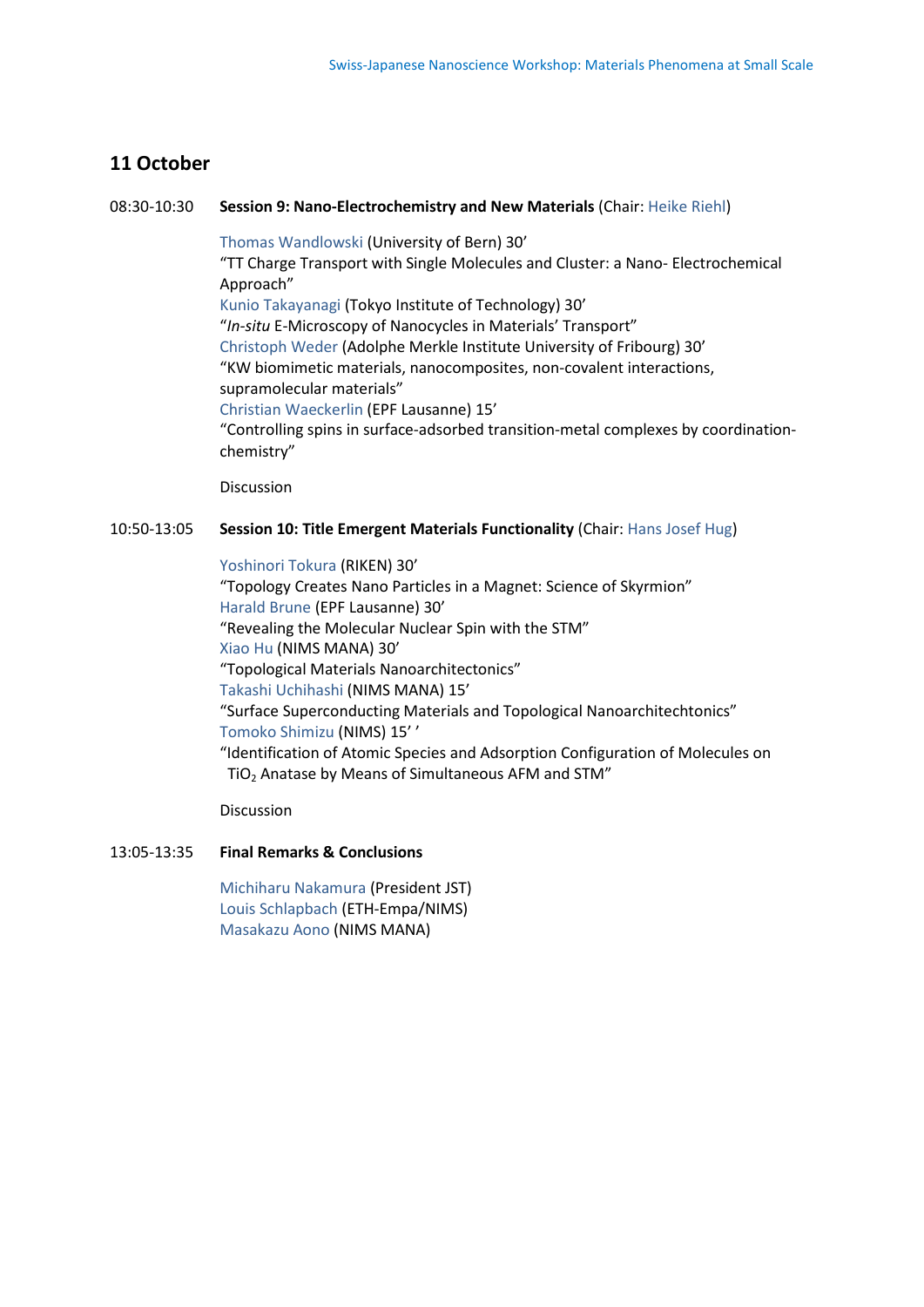## 11 October

08:30-10:30 **Session 9: Nano-Electrochemistry and New Materials** (Chair: Heike Riehl)

Thomas Wandlowski (University of Bern) 30’
“TT Charge Transport with Single Molecules and Cluster: a Nano- Electrochemical Approach”
Kunio Takayanagi (Tokyo Institute of Technology) 30’
“*In-situ* E-Microscopy of Nanocycles in Materials’ Transport”
Christoph Weder (Adolphe Merkle Institute University of Fribourg) 30’
“KW biomimetic materials, nanocomposites, non-covalent interactions, supramolecular materials”
Christian Waeckerlin (EPF Lausanne) 15’
“Controlling spins in surface-adsorbed transition-metal complexes by coordination-chemistry”

Discussion

10:50-13:05 **Session 10: Title Emergent Materials Functionality** (Chair: Hans Josef Hug)

Yoshinori Tokura (RIKEN) 30’
“Topology Creates Nano Particles in a Magnet: Science of Skyrmion”
Harald Brune (EPF Lausanne) 30’
“Revealing the Molecular Nuclear Spin with the STM”
Xiao Hu (NIMS MANA) 30’
“Topological Materials Nanoarchitectonics”
Takashi Uchihashi (NIMS MANA) 15’
“Surface Superconducting Materials and Topological Nanoarchitechtonics”
Tomoko Shimizu (NIMS) 15’ ’
“Identification of Atomic Species and Adsorption Configuration of Molecules on $TiO_2$ Anatase by Means of Simultaneous AFM and STM”

Discussion

13:05-13:35 **Final Remarks & Conclusions**

Michiharu Nakamura (President JST)
Louis Schlapbach (ETH-Empa/NIMS)
Masakazu Aono (NIMS MANA)